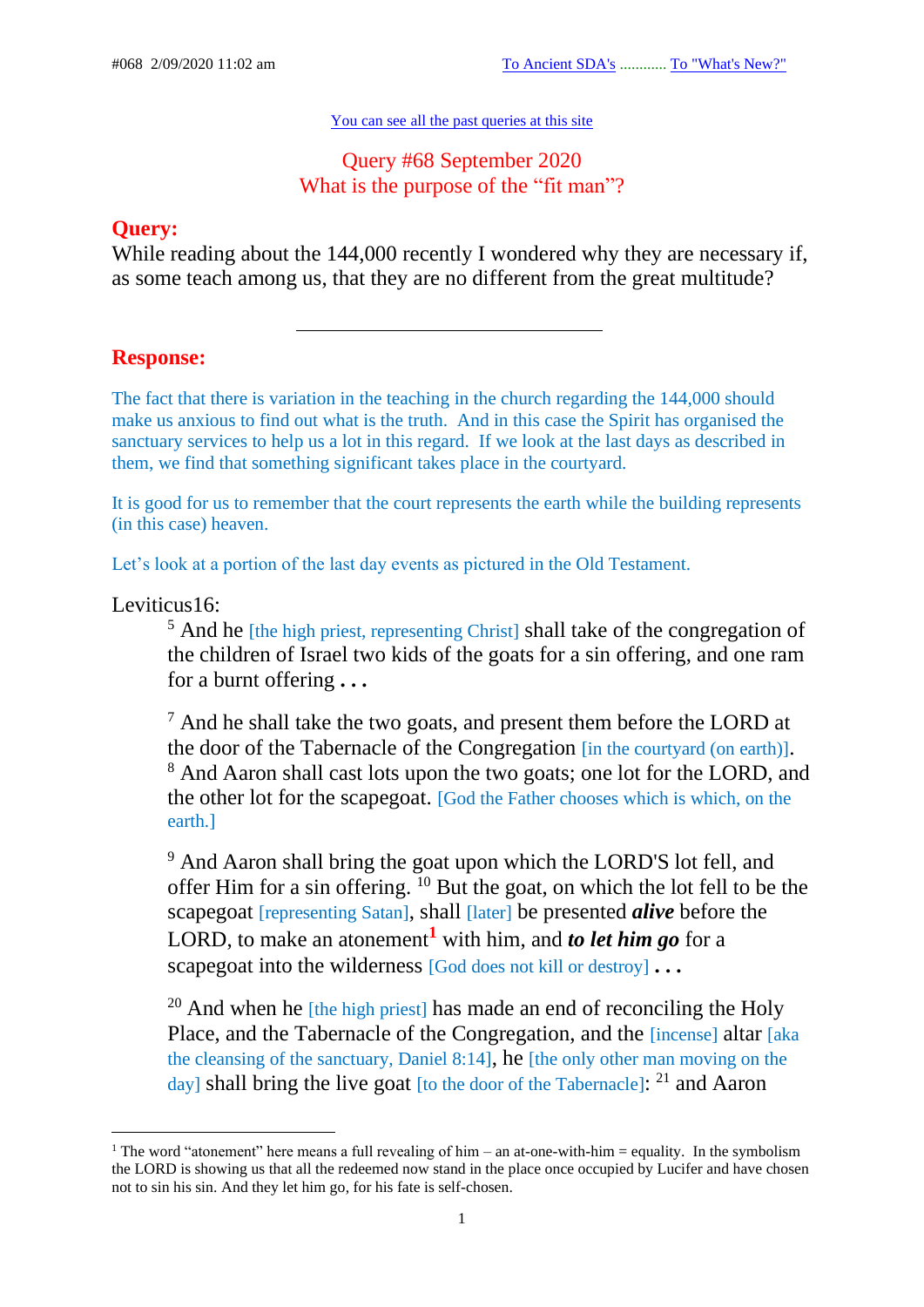#068 2/09/2020 11:02 am To Ancient SDA's ............ To "What's New?"

You can see all the past queries at this site

## Query #68 September 2020
## What is the purpose of the "fit man"?

## Query:

While reading about the 144,000 recently I wondered why they are necessary if, as some teach among us, that they are no different from the great multitude?

---

## Response:

The fact that there is variation in the teaching in the church regarding the 144,000 should make us anxious to find out what is the truth. And in this case the Spirit has organised the sanctuary services to help us a lot in this regard. If we look at the last days as described in them, we find that something significant takes place in the courtyard.

It is good for us to remember that the court represents the earth while the building represents (in this case) heaven.

Let's look at a portion of the last day events as pictured in the Old Testament.

Leviticus16:

> [5] And he [the high priest, representing Christ] shall take of the congregation of the children of Israel two kids of the goats for a sin offering, and one ram for a burnt offering **. . .**
>
> [7] And he shall take the two goats, and present them before the LORD at the door of the Tabernacle of the Congregation [in the courtyard (on earth)]. [8] And Aaron shall cast lots upon the two goats; one lot for the LORD, and the other lot for the scapegoat. [God the Father chooses which is which, on the earth.]
>
> [9] And Aaron shall bring the goat upon which the LORD'S lot fell, and offer Him for a sin offering. [10] But the goat, on which the lot fell to be the scapegoat [representing Satan], shall [later] be presented ***alive*** before the LORD, to make an atonement[1] with him, and ***to let him go*** for a scapegoat into the wilderness [God does not kill or destroy] **. . .**
>
> [20] And when he [the high priest] has made an end of reconciling the Holy Place, and the Tabernacle of the Congregation, and the [incense] altar [aka the cleansing of the sanctuary, Daniel 8:14], he [the only other man moving on the day] shall bring the live goat [to the door of the Tabernacle]: [21] and Aaron

---

[1] The word "atonement" here means a full revealing of him – an at-one-with-him = equality. In the symbolism the LORD is showing us that all the redeemed now stand in the place once occupied by Lucifer and have chosen not to sin his sin. And they let him go, for his fate is self-chosen.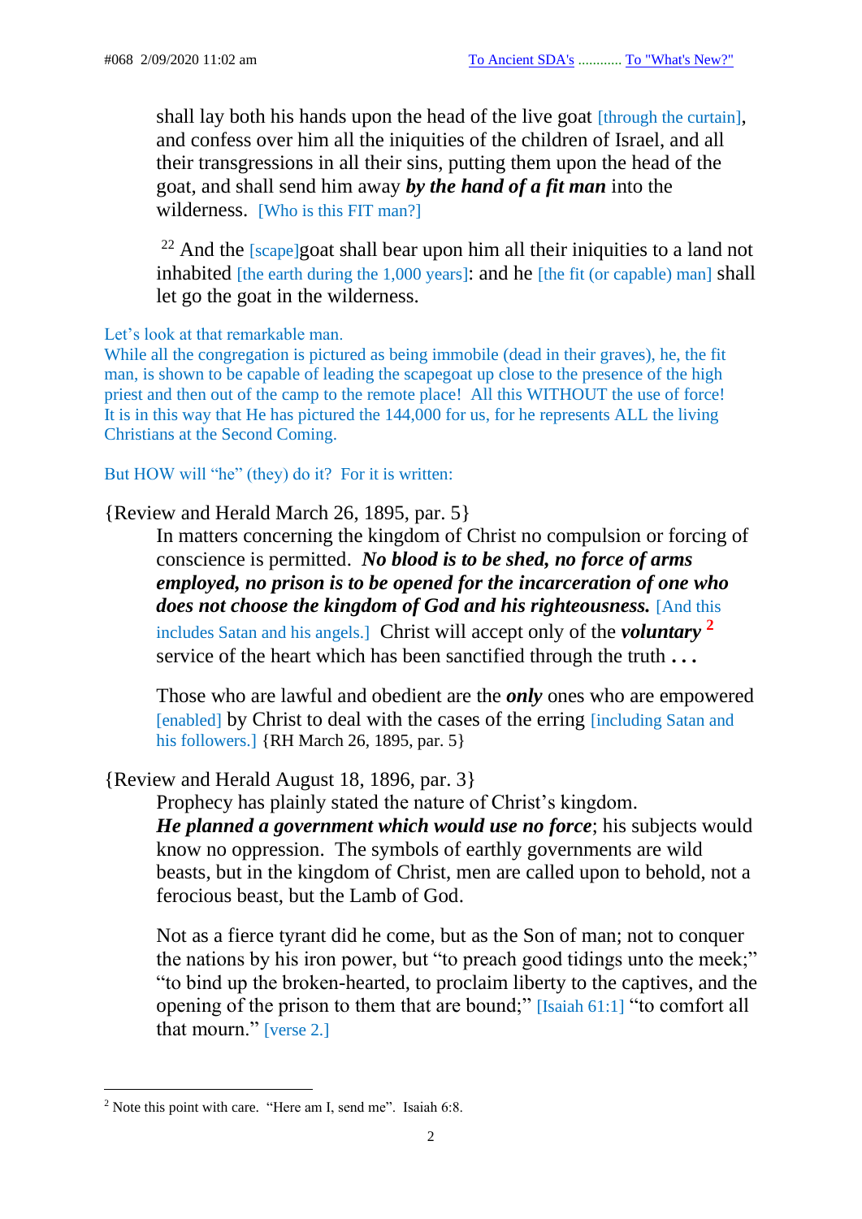shall lay both his hands upon the head of the live goat [through the curtain], and confess over him all the iniquities of the children of Israel, and all their transgressions in all their sins, putting them upon the head of the goat, and shall send him away ***by the hand of a fit man*** into the wilderness. [Who is this FIT man?]

> 22 And the [scape]goat shall bear upon him all their iniquities to a land not inhabited [the earth during the 1,000 years]: and he [the fit (or capable) man] shall let go the goat in the wilderness.

Let's look at that remarkable man.
While all the congregation is pictured as being immobile (dead in their graves), he, the fit man, is shown to be capable of leading the scapegoat up close to the presence of the high priest and then out of the camp to the remote place! All this WITHOUT the use of force! It is in this way that He has pictured the 144,000 for us, for he represents ALL the living Christians at the Second Coming.

But HOW will "he" (they) do it? For it is written:

{Review and Herald March 26, 1895, par. 5}

> In matters concerning the kingdom of Christ no compulsion or forcing of conscience is permitted. ***No blood is to be shed, no force of arms employed, no prison is to be opened for the incarceration of one who does not choose the kingdom of God and his righteousness.*** [And this includes Satan and his angels.] Christ will accept only of the ***voluntary*** [2] service of the heart which has been sanctified through the truth ***. . .***
>
> Those who are lawful and obedient are the ***only*** ones who are empowered [enabled] by Christ to deal with the cases of the erring [including Satan and his followers.] {RH March 26, 1895, par. 5}

{Review and Herald August 18, 1896, par. 3}

> Prophecy has plainly stated the nature of Christ's kingdom. ***He planned a government which would use no force***; his subjects would know no oppression. The symbols of earthly governments are wild beasts, but in the kingdom of Christ, men are called upon to behold, not a ferocious beast, but the Lamb of God.
>
> Not as a fierce tyrant did he come, but as the Son of man; not to conquer the nations by his iron power, but "to preach good tidings unto the meek;" "to bind up the broken-hearted, to proclaim liberty to the captives, and the opening of the prison to them that are bound;" [Isaiah 61:1] "to comfort all that mourn." [verse 2.]

---

[2] Note this point with care. "Here am I, send me". Isaiah 6:8.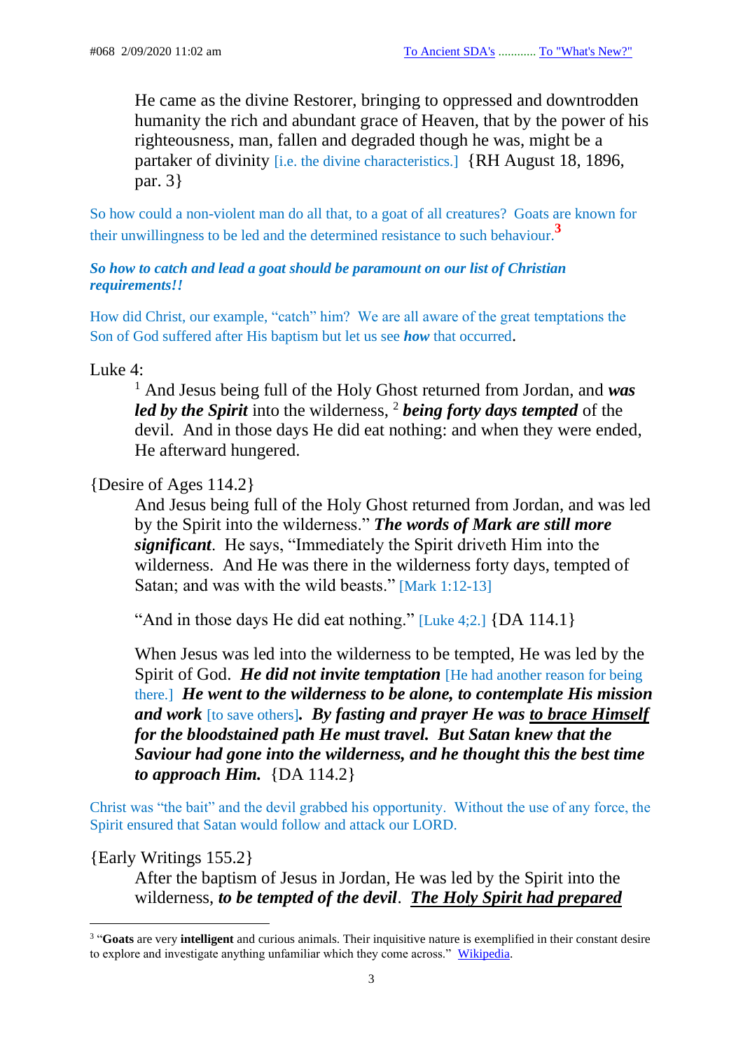> He came as the divine Restorer, bringing to oppressed and downtrodden humanity the rich and abundant grace of Heaven, that by the power of his righteousness, man, fallen and degraded though he was, might be a partaker of divinity [i.e. the divine characteristics.] {RH August 18, 1896, par. 3}

So how could a non-violent man do all that, to a goat of all creatures? Goats are known for their unwillingness to be led and the determined resistance to such behaviour.[3]

***So how to catch and lead a goat should be paramount on our list of Christian requirements!!***

How did Christ, our example, "catch" him? We are all aware of the great temptations the Son of God suffered after His baptism but let us see ***how*** that occurred.

Luke 4:

> [1] And Jesus being full of the Holy Ghost returned from Jordan, and ***was led by the Spirit*** into the wilderness, [2] ***being forty days tempted*** of the devil. And in those days He did eat nothing: and when they were ended, He afterward hungered.

{Desire of Ages 114.2}

> And Jesus being full of the Holy Ghost returned from Jordan, and was led by the Spirit into the wilderness." ***The words of Mark are still more significant***. He says, "Immediately the Spirit driveth Him into the wilderness. And He was there in the wilderness forty days, tempted of Satan; and was with the wild beasts." [Mark 1:12-13]
>
> "And in those days He did eat nothing." [Luke 4;2.] {DA 114.1}
>
> When Jesus was led into the wilderness to be tempted, He was led by the Spirit of God. ***He did not invite temptation*** [He had another reason for being there.] ***He went to the wilderness to be alone, to contemplate His mission and work*** [to save others]***. By fasting and prayer He was <u>to brace Himself</u> for the bloodstained path He must travel. But Satan knew that the Saviour had gone into the wilderness, and he thought this the best time to approach Him.*** {DA 114.2}

Christ was "the bait" and the devil grabbed his opportunity. Without the use of any force, the Spirit ensured that Satan would follow and attack our LORD.

{Early Writings 155.2}

> After the baptism of Jesus in Jordan, He was led by the Spirit into the wilderness, ***to be tempted of the devil***. ***<u>The Holy Spirit had prepared</u>***

---

[3] "**Goats** are very **intelligent** and curious animals. Their inquisitive nature is exemplified in their constant desire to explore and investigate anything unfamiliar which they come across." Wikipedia.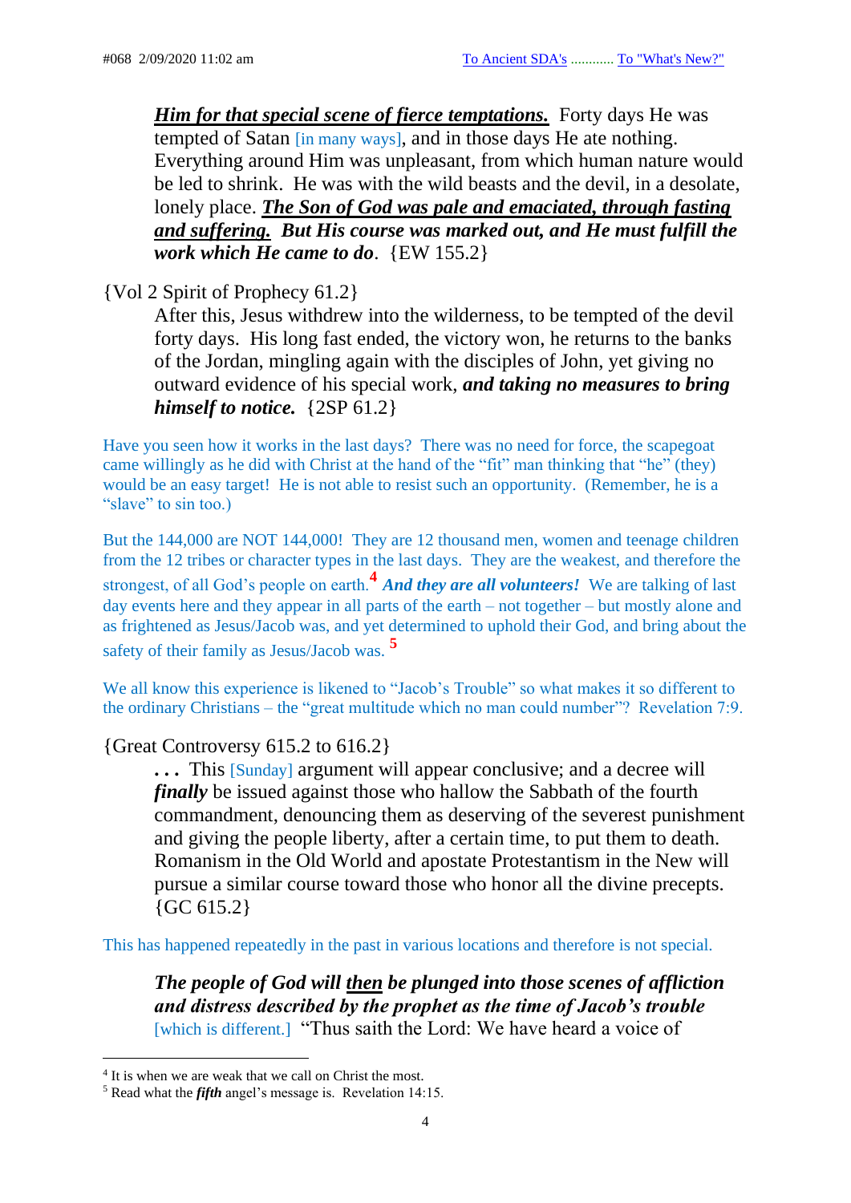> ***Him for that special scene of fierce temptations.*** Forty days He was tempted of Satan [in many ways], and in those days He ate nothing. Everything around Him was unpleasant, from which human nature would be led to shrink. He was with the wild beasts and the devil, in a desolate, lonely place. ***The Son of God was pale and emaciated, through fasting and suffering. But His course was marked out, and He must fulfill the work which He came to do***. {EW 155.2}

{Vol 2 Spirit of Prophecy 61.2}

> After this, Jesus withdrew into the wilderness, to be tempted of the devil forty days. His long fast ended, the victory won, he returns to the banks of the Jordan, mingling again with the disciples of John, yet giving no outward evidence of his special work, ***and taking no measures to bring himself to notice.*** {2SP 61.2}

Have you seen how it works in the last days? There was no need for force, the scapegoat came willingly as he did with Christ at the hand of the "fit" man thinking that "he" (they) would be an easy target! He is not able to resist such an opportunity. (Remember, he is a "slave" to sin too.)

But the 144,000 are NOT 144,000! They are 12 thousand men, women and teenage children from the 12 tribes or character types in the last days. They are the weakest, and therefore the strongest, of all God's people on earth.[4] ***And they are all volunteers!*** We are talking of last day events here and they appear in all parts of the earth – not together – but mostly alone and as frightened as Jesus/Jacob was, and yet determined to uphold their God, and bring about the safety of their family as Jesus/Jacob was. [5]

We all know this experience is likened to "Jacob's Trouble" so what makes it so different to the ordinary Christians – the "great multitude which no man could number"? Revelation 7:9.

{Great Controversy 615.2 to 616.2}

> **. . .** This [Sunday] argument will appear conclusive; and a decree will ***finally*** be issued against those who hallow the Sabbath of the fourth commandment, denouncing them as deserving of the severest punishment and giving the people liberty, after a certain time, to put them to death. Romanism in the Old World and apostate Protestantism in the New will pursue a similar course toward those who honor all the divine precepts. {GC 615.2}

This has happened repeatedly in the past in various locations and therefore is not special.

> ***The people of God will <u>then</u> be plunged into those scenes of affliction and distress described by the prophet as the time of Jacob's trouble*** [which is different.] "Thus saith the Lord: We have heard a voice of

---

[4] It is when we are weak that we call on Christ the most.

[5] Read what the ***fifth*** angel's message is. Revelation 14:15.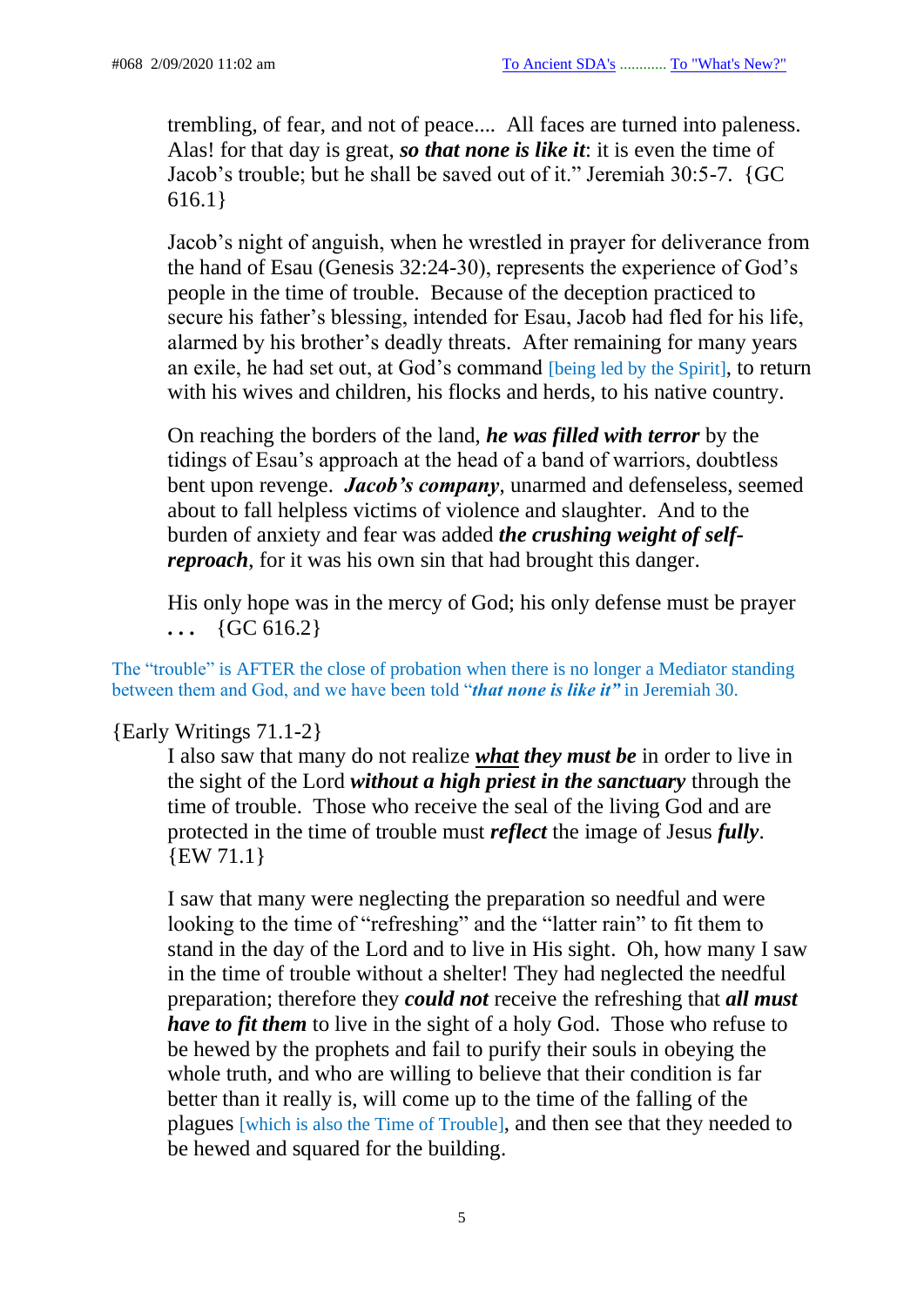trembling, of fear, and not of peace.... All faces are turned into paleness. Alas! for that day is great, ***so that none is like it***: it is even the time of Jacob's trouble; but he shall be saved out of it." Jeremiah 30:5-7. {GC 616.1}

Jacob's night of anguish, when he wrestled in prayer for deliverance from the hand of Esau (Genesis 32:24-30), represents the experience of God's people in the time of trouble. Because of the deception practiced to secure his father's blessing, intended for Esau, Jacob had fled for his life, alarmed by his brother's deadly threats. After remaining for many years an exile, he had set out, at God's command [being led by the Spirit], to return with his wives and children, his flocks and herds, to his native country.

On reaching the borders of the land, ***he was filled with terror*** by the tidings of Esau's approach at the head of a band of warriors, doubtless bent upon revenge. ***Jacob's company***, unarmed and defenseless, seemed about to fall helpless victims of violence and slaughter. And to the burden of anxiety and fear was added ***the crushing weight of self-reproach***, for it was his own sin that had brought this danger.

His only hope was in the mercy of God; his only defense must be prayer . . . {GC 616.2}

The "trouble" is AFTER the close of probation when there is no longer a Mediator standing between them and God, and we have been told "***that none is like it***" in Jeremiah 30.

{Early Writings 71.1-2}

I also saw that many do not realize ***what they must be*** in order to live in the sight of the Lord ***without a high priest in the sanctuary*** through the time of trouble. Those who receive the seal of the living God and are protected in the time of trouble must ***reflect*** the image of Jesus ***fully***. {EW 71.1}

I saw that many were neglecting the preparation so needful and were looking to the time of "refreshing" and the "latter rain" to fit them to stand in the day of the Lord and to live in His sight. Oh, how many I saw in the time of trouble without a shelter! They had neglected the needful preparation; therefore they ***could not*** receive the refreshing that ***all must have to fit them*** to live in the sight of a holy God. Those who refuse to be hewed by the prophets and fail to purify their souls in obeying the whole truth, and who are willing to believe that their condition is far better than it really is, will come up to the time of the falling of the plagues [which is also the Time of Trouble], and then see that they needed to be hewed and squared for the building.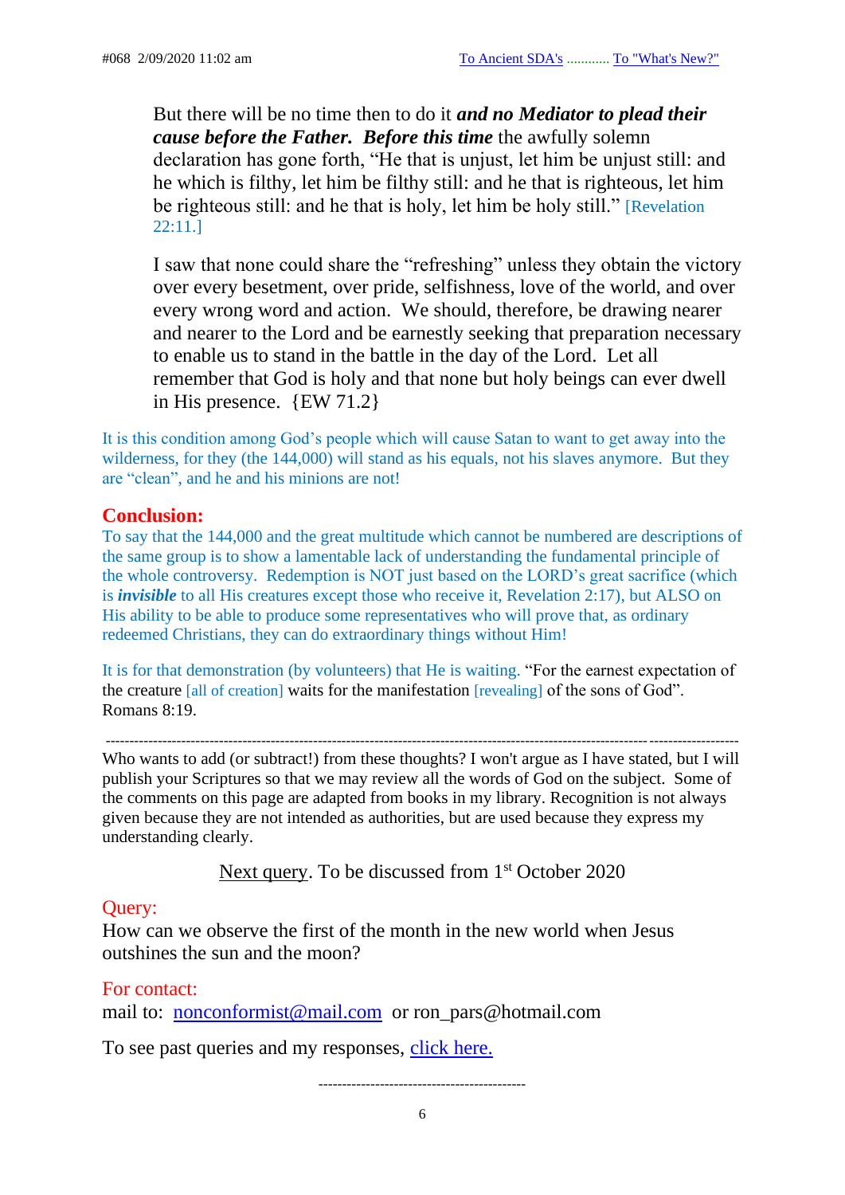But there will be no time then to do it ***and no Mediator to plead their cause before the Father. Before this time*** the awfully solemn declaration has gone forth, "He that is unjust, let him be unjust still: and he which is filthy, let him be filthy still: and he that is righteous, let him be righteous still: and he that is holy, let him be holy still." [Revelation 22:11.]

I saw that none could share the "refreshing" unless they obtain the victory over every besetment, over pride, selfishness, love of the world, and over every wrong word and action. We should, therefore, be drawing nearer and nearer to the Lord and be earnestly seeking that preparation necessary to enable us to stand in the battle in the day of the Lord. Let all remember that God is holy and that none but holy beings can ever dwell in His presence. {EW 71.2}

It is this condition among God's people which will cause Satan to want to get away into the wilderness, for they (the 144,000) will stand as his equals, not his slaves anymore. But they are "clean", and he and his minions are not!

## Conclusion:

To say that the 144,000 and the great multitude which cannot be numbered are descriptions of the same group is to show a lamentable lack of understanding the fundamental principle of the whole controversy. Redemption is NOT just based on the LORD's great sacrifice (which is ***invisible*** to all His creatures except those who receive it, Revelation 2:17), but ALSO on His ability to be able to produce some representatives who will prove that, as ordinary redeemed Christians, they can do extraordinary things without Him!

It is for that demonstration (by volunteers) that He is waiting. "For the earnest expectation of the creature [all of creation] waits for the manifestation [revealing] of the sons of God". Romans 8:19.

---

Who wants to add (or subtract!) from these thoughts? I won't argue as I have stated, but I will publish your Scriptures so that we may review all the words of God on the subject. Some of the comments on this page are adapted from books in my library. Recognition is not always given because they are not intended as authorities, but are used because they express my understanding clearly.

Next query. To be discussed from 1st October 2020

Query:
How can we observe the first of the month in the new world when Jesus outshines the sun and the moon?

For contact:
mail to: nonconformist@mail.com or ron_pars@hotmail.com

To see past queries and my responses, click here.

---